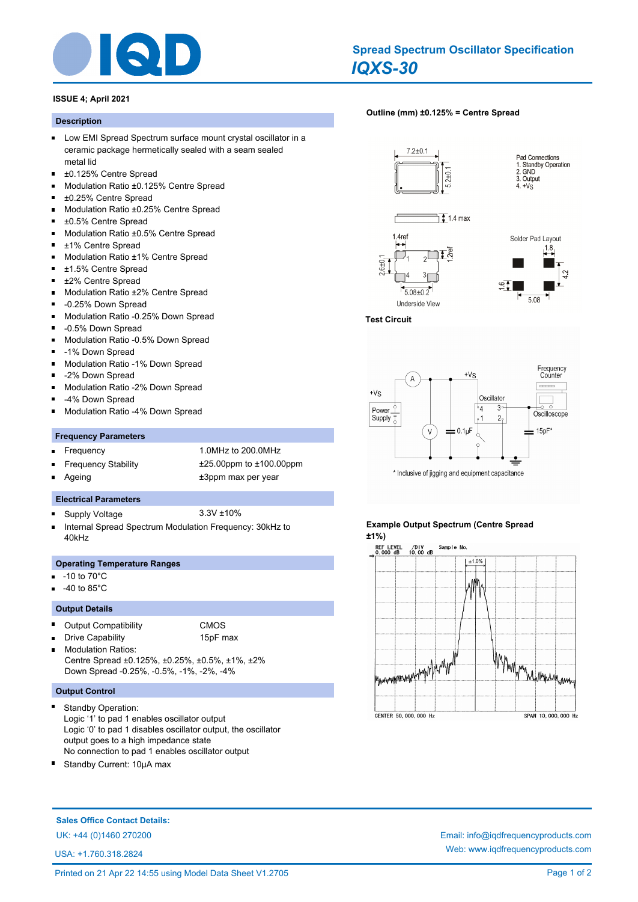# Spread Spectrum Oscillator Specification

## IQXS-30

**ISSUE 4; April 2021**

### Description

- Low EMI Spread Spectrum surface mount crystal oscillator in a ceramic package hermetically sealed with a seam sealed metal lid
- ±0.125% Centre Spread
- Modulation Ratio ±0.125% Centre Spread
- ±0.25% Centre Spread
- Modulation Ratio ±0.25% Centre Spread
- ±0.5% Centre Spread
- Modulation Ratio ±0.5% Centre Spread
- ±1% Centre Spread
- Modulation Ratio ±1% Centre Spread
- ±1.5% Centre Spread
- ±2% Centre Spread
- Modulation Ratio ±2% Centre Spread
- -0.25% Down Spread
- Modulation Ratio -0.25% Down Spread
- -0.5% Down Spread
- Modulation Ratio -0.5% Down Spread
- -1% Down Spread
- Modulation Ratio -1% Down Spread
- -2% Down Spread
- Modulation Ratio -2% Down Spread
- -4% Down Spread
- Modulation Ratio -4% Down Spread

### Frequency Parameters

- Frequency: 1.0MHz to 200.0MHz
- Frequency Stability: ±25.00ppm to ±100.00ppm
- Ageing: ±3ppm max per year

### Electrical Parameters

- Supply Voltage: 3.3V ±10%
- Internal Spread Spectrum Modulation Frequency: 30kHz to 40kHz

### Operating Temperature Ranges

- -10 to 70°C
- -40 to 85°C

### Output Details

- Output Compatibility: CMOS
- Drive Capability: 15pF max
- Modulation Ratios:
  Centre Spread ±0.125%, ±0.25%, ±0.5%, ±1%, ±2%
  Down Spread -0.25%, -0.5%, -1%, -2%, -4%

### Output Control

- Standby Operation:
  Logic '1' to pad 1 enables oscillator output
  Logic '0' to pad 1 disables oscillator output, the oscillator output goes to a high impedance state
  No connection to pad 1 enables oscillator output
- Standby Current: 10µA max

### Outline (mm) ±0.125% = Centre Spread

7.2±0.1, 5.2±0.1, 1.4 max, 1.4ref, 1.2ref, 2.6±0.1, 5.08±0.2

Underside View

Pad Connections
1. Standby Operation
2. GND
3. Output
4. +Vs

Solder Pad Layout: 1.8, 4.2, 1.6, 5.08

### Test Circuit

+Vs, A, V, Power Supply, 0.1µF, Oscillator, Frequency Counter, Oscilloscope, 15pF*

\* Inclusive of jigging and equipment capacitance

### Example Output Spectrum (Centre Spread ±1%)

REF LEVEL 0.000 dB, /DIV 10.00 dB, Sample No., ±1.0%

CENTER 50,000,000 Hz — SPAN 10,000,000 Hz

---

**Sales Office Contact Details:**

UK: +44 (0)1460 270200

USA: +1.760.318.2824

Email: info@iqdfrequencyproducts.com

Web: www.iqdfrequencyproducts.com

Printed on 21 Apr 22 14:55 using Model Data Sheet V1.2705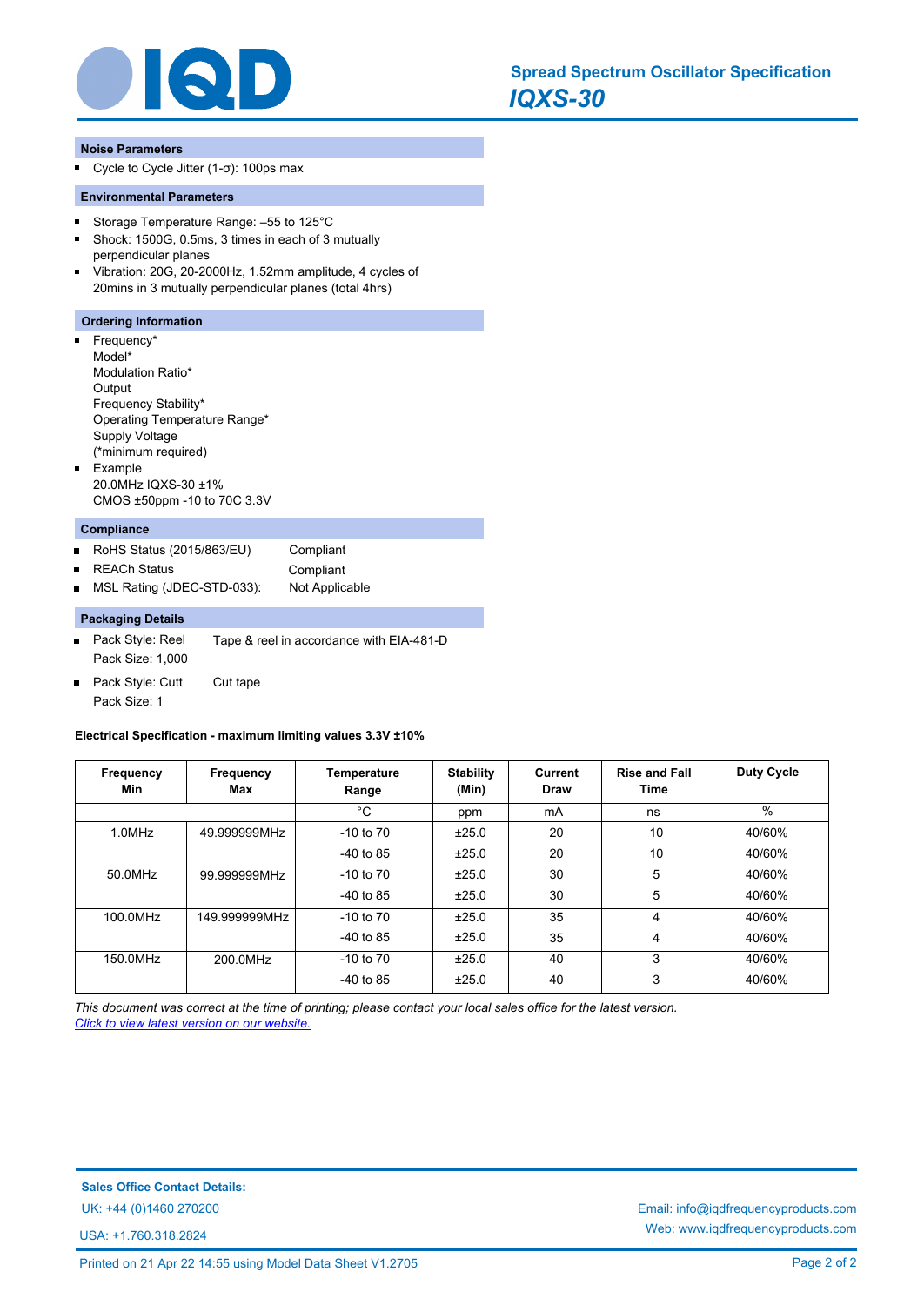## Noise Parameters

- Cycle to Cycle Jitter (1-σ): 100ps max

## Environmental Parameters

- Storage Temperature Range: –55 to 125°C
- Shock: 1500G, 0.5ms, 3 times in each of 3 mutually perpendicular planes
- Vibration: 20G, 20-2000Hz, 1.52mm amplitude, 4 cycles of 20mins in 3 mutually perpendicular planes (total 4hrs)

## Ordering Information

- Frequency*
  Model*
  Modulation Ratio*
  Output
  Frequency Stability*
  Operating Temperature Range*
  Supply Voltage
  (*minimum required)
- Example
  20.0MHz IQXS-30 ±1%
  CMOS ±50ppm -10 to 70C 3.3V

## Compliance

- RoHS Status (2015/863/EU) Compliant
- REACh Status Compliant
- MSL Rating (JDEC-STD-033): Not Applicable

## Packaging Details

- Pack Style: Reel Tape & reel in accordance with EIA-481-D
  Pack Size: 1,000
- Pack Style: Cutt Cut tape
  Pack Size: 1

**Electrical Specification - maximum limiting values 3.3V ±10%**

| Frequency Min | Frequency Max | Temperature Range | Stability (Min) | Current Draw | Rise and Fall Time | Duty Cycle |
|---|---|---|---|---|---|---|
| | | °C | ppm | mA | ns | % |
| 1.0MHz | 49.999999MHz | -10 to 70 | ±25.0 | 20 | 10 | 40/60% |
| | | -40 to 85 | ±25.0 | 20 | 10 | 40/60% |
| 50.0MHz | 99.999999MHz | -10 to 70 | ±25.0 | 30 | 5 | 40/60% |
| | | -40 to 85 | ±25.0 | 30 | 5 | 40/60% |
| 100.0MHz | 149.999999MHz | -10 to 70 | ±25.0 | 35 | 4 | 40/60% |
| | | -40 to 85 | ±25.0 | 35 | 4 | 40/60% |
| 150.0MHz | 200.0MHz | -10 to 70 | ±25.0 | 40 | 3 | 40/60% |
| | | -40 to 85 | ±25.0 | 40 | 3 | 40/60% |

*This document was correct at the time of printing; please contact your local sales office for the latest version.*
*Click to view latest version on our website.*

**Sales Office Contact Details:**

UK: +44 (0)1460 270200

USA: +1.760.318.2824

Email: info@iqdfrequencyproducts.com
Web: www.iqdfrequencyproducts.com

Printed on 21 Apr 22 14:55 using Model Data Sheet V1.2705